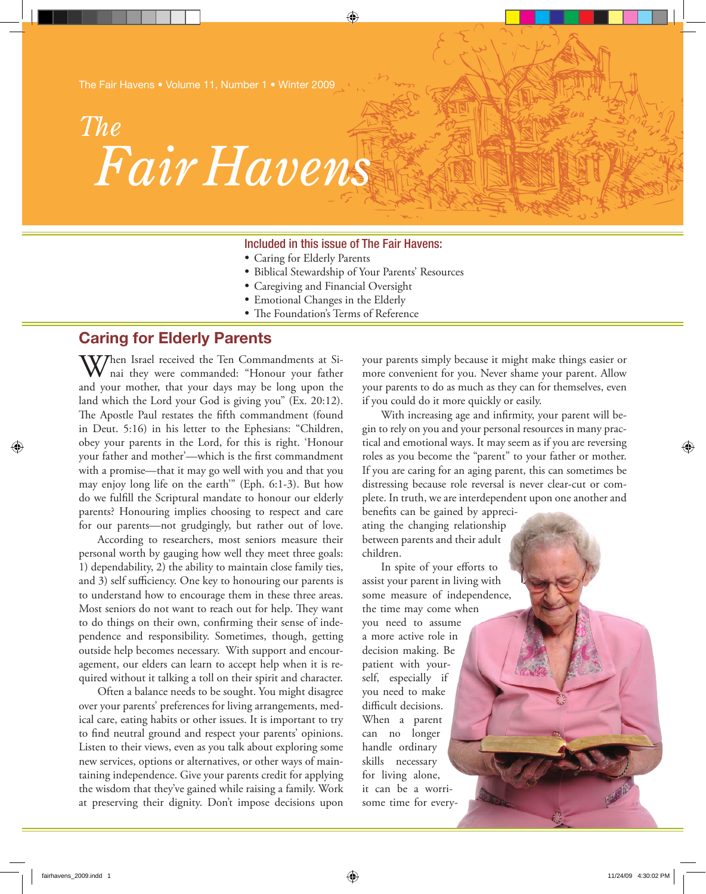# The Fair Havens

The Fair Havens • Volume 11, Number 1 • Winter 2009

**Included in this issue of The Fair Havens:**

- Caring for Elderly Parents
- Biblical Stewardship of Your Parents' Resources
- Caregiving and Financial Oversight
- Emotional Changes in the Elderly
- The Foundation's Terms of Reference

## Caring for Elderly Parents

When Israel received the Ten Commandments at Sinai they were commanded: "Honour your father and your mother, that your days may be long upon the land which the Lord your God is giving you" (Ex. 20:12). The Apostle Paul restates the fifth commandment (found in Deut. 5:16) in his letter to the Ephesians: "Children, obey your parents in the Lord, for this is right. 'Honour your father and mother'—which is the first commandment with a promise—that it may go well with you and that you may enjoy long life on the earth'" (Eph. 6:1-3). But how do we fulfill the Scriptural mandate to honour our elderly parents? Honouring implies choosing to respect and care for our parents—not grudgingly, but rather out of love.

According to researchers, most seniors measure their personal worth by gauging how well they meet three goals: 1) dependability, 2) the ability to maintain close family ties, and 3) self sufficiency. One key to honouring our parents is to understand how to encourage them in these three areas. Most seniors do not want to reach out for help. They want to do things on their own, confirming their sense of independence and responsibility. Sometimes, though, getting outside help becomes necessary. With support and encouragement, our elders can learn to accept help when it is required without it talking a toll on their spirit and character.

Often a balance needs to be sought. You might disagree over your parents' preferences for living arrangements, medical care, eating habits or other issues. It is important to try to find neutral ground and respect your parents' opinions. Listen to their views, even as you talk about exploring some new services, options or alternatives, or other ways of maintaining independence. Give your parents credit for applying the wisdom that they've gained while raising a family. Work at preserving their dignity. Don't impose decisions upon your parents simply because it might make things easier or more convenient for you. Never shame your parent. Allow your parents to do as much as they can for themselves, even if you could do it more quickly or easily.

With increasing age and infirmity, your parent will begin to rely on you and your personal resources in many practical and emotional ways. It may seem as if you are reversing roles as you become the "parent" to your father or mother. If you are caring for an aging parent, this can sometimes be distressing because role reversal is never clear-cut or complete. In truth, we are interdependent upon one another and benefits can be gained by appreciating the changing relationship between parents and their adult children.

In spite of your efforts to assist your parent in living with some measure of independence, the time may come when you need to assume a more active role in decision making. Be patient with yourself, especially if you need to make difficult decisions. When a parent can no longer handle ordinary skills necessary for living alone, it can be a worrisome time for every-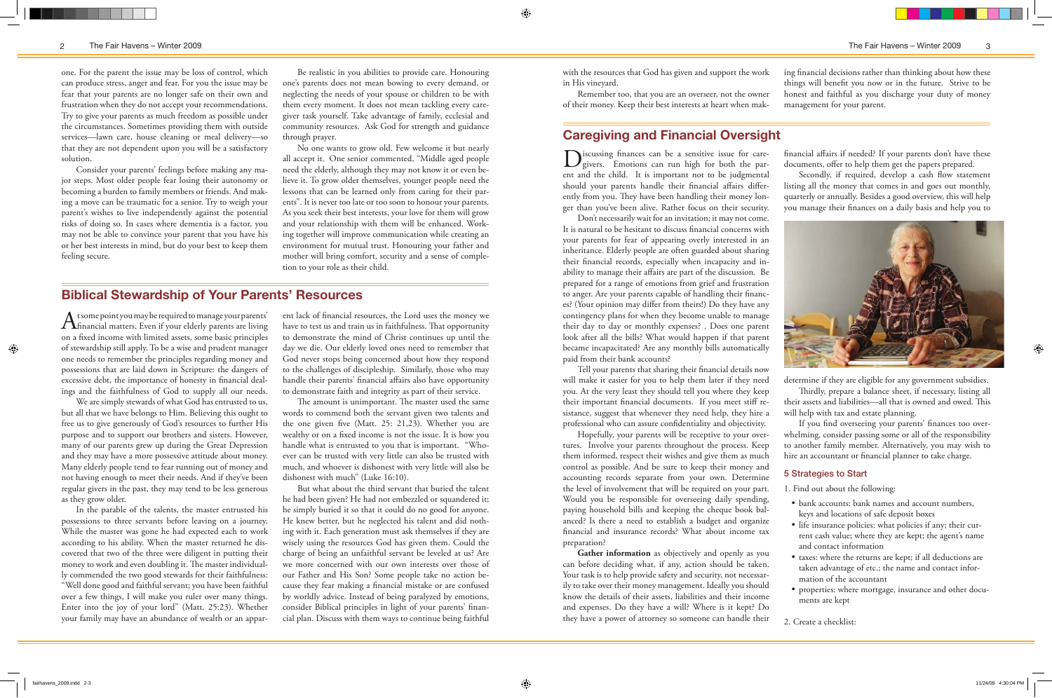one. For the parent the issue may be loss of control, which can produce stress, anger and fear. For you the issue may be fear that your parents are no longer safe on their own and frustration when they do not accept your recommendations. Try to give your parents as much freedom as possible under the circumstances. Sometimes providing them with outside services—lawn care, house cleaning or meal delivery—so that they are not dependent upon you will be a satisfactory solution.

Consider your parents' feelings before making any major steps. Most older people fear losing their autonomy or becoming a burden to family members or friends. And making a move can be traumatic for a senior. Try to weigh your parent's wishes to live independently against the potential risks of doing so. In cases where dementia is a factor, you may not be able to convince your parent that you have his or her best interests in mind, but do your best to keep them feeling secure.

Be realistic in you abilities to provide care. Honouring one's parents does not mean bowing to every demand, or neglecting the needs of your spouse or children to be with them every moment. It does not mean tackling every caregiver task yourself. Take advantage of family, ecclesial and community resources. Ask God for strength and guidance through prayer.

No one wants to grow old. Few welcome it but nearly all accept it. One senior commented, "Middle aged people need the elderly, although they may not know it or even believe it. To grow older themselves, younger people need the lessons that can be learned only from caring for their parents". It is never too late or too soon to honour your parents. As you seek their best interests, your love for them will grow and your relationship with them will be enhanced. Working together will improve communication while creating an environment for mutual trust. Honouring your father and mother will bring comfort, security and a sense of completion to your role as their child.

## Biblical Stewardship of Your Parents' Resources

At some point you may be required to manage your parents' financial matters. Even if your elderly parents are living on a fixed income with limited assets, some basic principles of stewardship still apply. To be a wise and prudent manager one needs to remember the principles regarding money and possessions that are laid down in Scripture: the dangers of excessive debt, the importance of honesty in financial dealings and the faithfulness of God to supply all our needs.

We are simply stewards of what God has entrusted to us, but all that we have belongs to Him. Believing this ought to free us to give generously of God's resources to further His purpose and to support our brothers and sisters. However, many of our parents grew up during the Great Depression and they may have a more possessive attitude about money. Many elderly people tend to fear running out of money and not having enough to meet their needs. And if they've been regular givers in the past, they may tend to be less generous as they grow older.

In the parable of the talents, the master entrusted his possessions to three servants before leaving on a journey. While the master was gone he had expected each to work according to his ability. When the master returned he discovered that two of the three were diligent in putting their money to work and even doubling it. The master individually commended the two good stewards for their faithfulness: "Well done good and faithful servant; you have been faithful over a few things, I will make you ruler over many things. Enter into the joy of your lord" (Matt. 25:23). Whether your family may have an abundance of wealth or an apparent lack of financial resources, the Lord uses the money we have to test us and train us in faithfulness. That opportunity to demonstrate the mind of Christ continues up until the day we die. Our elderly loved ones need to remember that God never stops being concerned about how they respond to the challenges of discipleship. Similarly, those who may handle their parents' financial affairs also have opportunity to demonstrate faith and integrity as part of their service.

The amount is unimportant. The master used the same words to commend both the servant given two talents and the one given five (Matt. 25: 21,23). Whether you are wealthy or on a fixed income is not the issue. It is how you handle what is entrusted to you that is important. "Whoever can be trusted with very little can also be trusted with much, and whoever is dishonest with very little will also be dishonest with much" (Luke 16:10).

But what about the third servant that buried the talent he had been given? He had not embezzled or squandered it; he simply buried it so that it could do no good for anyone. He knew better, but he neglected his talent and did nothing with it. Each generation must ask themselves if they are wisely using the resources God has given them. Could the charge of being an unfaithful servant be leveled at us? Are we more concerned with our own interests over those of our Father and His Son? Some people take no action because they fear making a financial mistake or are confused by worldly advice. Instead of being paralyzed by emotions, consider Biblical principles in light of your parents' financial plan. Discuss with them ways to continue being faithful with the resources that God has given and support the work in His vineyard.

Remember too, that you are an overseer, not the owner of their money. Keep their best interests at heart when making financial decisions rather than thinking about how these things will benefit you now or in the future. Strive to be honest and faithful as you discharge your duty of money management for your parent.

## Caregiving and Financial Oversight

Discussing finances can be a sensitive issue for caregivers. Emotions can run high for both the parent and the child. It is important not to be judgmental should your parents handle their financial affairs differently from you. They have been handling their money longer than you've been alive. Rather focus on their security.

Don't necessarily wait for an invitation; it may not come. It is natural to be hesitant to discuss financial concerns with your parents for fear of appearing overly interested in an inheritance. Elderly people are often guarded about sharing their financial records, especially when incapacity and inability to manage their affairs are part of the discussion. Be prepared for a range of emotions from grief and frustration to anger. Are your parents capable of handling their finances? (Your opinion may differ from theirs!) Do they have any contingency plans for when they become unable to manage their day to day or monthly expenses? . Does one parent look after all the bills? What would happen if that parent became incapacitated? Are any monthly bills automatically paid from their bank accounts?

Tell your parents that sharing their financial details now will make it easier for you to help them later if they need you. At the very least they should tell you where they keep their important financial documents. If you meet stiff resistance, suggest that whenever they need help, they hire a professional who can assure confidentiality and objectivity.

Hopefully, your parents will be receptive to your overtures. Involve your parents throughout the process. Keep them informed, respect their wishes and give them as much control as possible. And be sure to keep their money and accounting records separate from your own. Determine the level of involvement that will be required on your part. Would you be responsible for overseeing daily spending, paying household bills and keeping the cheque book balanced? Is there a need to establish a budget and organize financial and insurance records? What about income tax preparation?

**Gather information** as objectively and openly as you can before deciding what, if any, action should be taken. Your task is to help provide safety and security, not necessarily to take over their money management. Ideally you should know the details of their assets, liabilities and their income and expenses. Do they have a will? Where is it kept? Do they have a power of attorney so someone can handle their financial affairs if needed? If your parents don't have these documents, offer to help them get the papers prepared.

Secondly, if required, develop a cash flow statement listing all the money that comes in and goes out monthly, quarterly or annually. Besides a good overview, this will help you manage their finances on a daily basis and help you to determine if they are eligible for any government subsidies.

Thirdly, prepare a balance sheet, if necessary, listing all their assets and liabilities—all that is owned and owed. This will help with tax and estate planning.

If you find overseeing your parents' finances too overwhelming, consider passing some or all of the responsibility to another family member. Alternatively, you may wish to hire an accountant or financial planner to take charge.

### 5 Strategies to Start

1. Find out about the following:
   - bank accounts: bank names and account numbers, keys and locations of safe deposit boxes
   - life insurance policies: what policies if any; their current cash value; where they are kept; the agent's name and contact information
   - taxes: where the returns are kept; if all deductions are taken advantage of etc.; the name and contact information of the accountant
   - properties: where mortgage, insurance and other documents are kept

2. Create a checklist: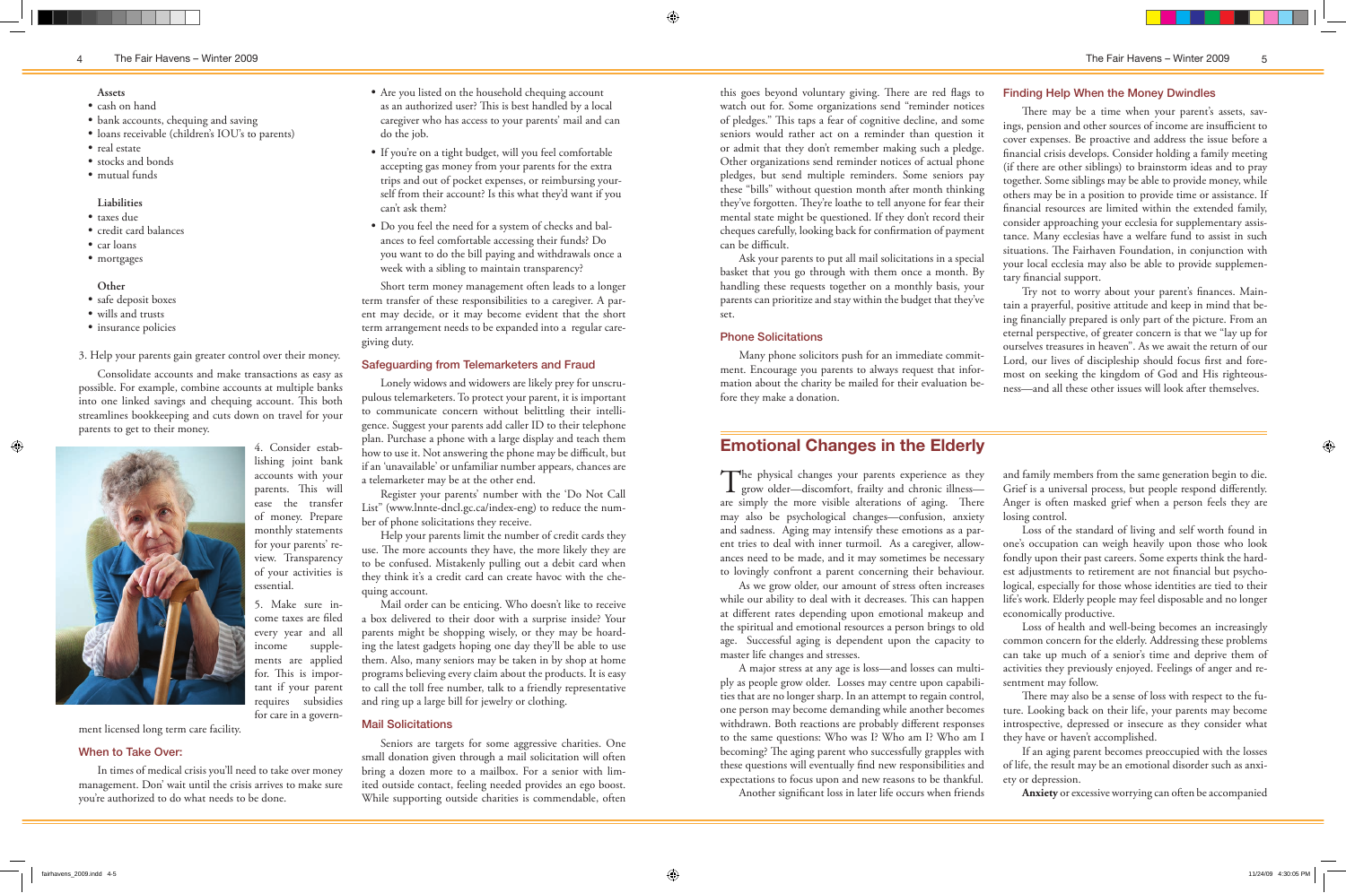**Assets**

- cash on hand
- bank accounts, chequing and saving
- loans receivable (children's IOU's to parents)
- real estate
- stocks and bonds
- mutual funds

**Liabilities**

- taxes due
- credit card balances
- car loans
- mortgages

**Other**

- safe deposit boxes
- wills and trusts
- insurance policies

3. Help your parents gain greater control over their money.

Consolidate accounts and make transactions as easy as possible. For example, combine accounts at multiple banks into one linked savings and chequing account. This both streamlines bookkeeping and cuts down on travel for your parents to get to their money.

4. Consider establishing joint bank accounts with your parents. This will ease the transfer of money. Prepare monthly statements for your parents' review. Transparency of your activities is essential.

5. Make sure income taxes are filed every year and all income supplements are applied for. This is important if your parent requires subsidies for care in a government licensed long term care facility.

### When to Take Over:

In times of medical crisis you'll need to take over money management. Don' wait until the crisis arrives to make sure you're authorized to do what needs to be done.

- Are you listed on the household chequing account as an authorized user? This is best handled by a local caregiver who has access to your parents' mail and can do the job.
- If you're on a tight budget, will you feel comfortable accepting gas money from your parents for the extra trips and out of pocket expenses, or reimbursing yourself from their account? Is this what they'd want if you can't ask them?
- Do you feel the need for a system of checks and balances to feel comfortable accessing their funds? Do you want to do the bill paying and withdrawals once a week with a sibling to maintain transparency?

Short term money management often leads to a longer term transfer of these responsibilities to a caregiver. A parent may decide, or it may become evident that the short term arrangement needs to be expanded into a regular caregiving duty.

### Safeguarding from Telemarketers and Fraud

Lonely widows and widowers are likely prey for unscrupulous telemarketers. To protect your parent, it is important to communicate concern without belittling their intelligence. Suggest your parents add caller ID to their telephone plan. Purchase a phone with a large display and teach them how to use it. Not answering the phone may be difficult, but if an 'unavailable' or unfamiliar number appears, chances are a telemarketer may be at the other end.

Register your parents' number with the 'Do Not Call List" (www.lnnte-dncl.gc.ca/index-eng) to reduce the number of phone solicitations they receive.

Help your parents limit the number of credit cards they use. The more accounts they have, the more likely they are to be confused. Mistakenly pulling out a debit card when they think it's a credit card can create havoc with the chequing account.

Mail order can be enticing. Who doesn't like to receive a box delivered to their door with a surprise inside? Your parents might be shopping wisely, or they may be hoarding the latest gadgets hoping one day they'll be able to use them. Also, many seniors may be taken in by shop at home programs believing every claim about the products. It is easy to call the toll free number, talk to a friendly representative and ring up a large bill for jewelry or clothing.

### Mail Solicitations

Seniors are targets for some aggressive charities. One small donation given through a mail solicitation will often bring a dozen more to a mailbox. For a senior with limited outside contact, feeling needed provides an ego boost. While supporting outside charities is commendable, often this goes beyond voluntary giving. There are red flags to watch out for. Some organizations send "reminder notices of pledges." This taps a fear of cognitive decline, and some seniors would rather act on a reminder than question it or admit that they don't remember making such a pledge. Other organizations send reminder notices of actual phone pledges, but send multiple reminders. Some seniors pay these "bills" without question month after month thinking they've forgotten. They're loathe to tell anyone for fear their mental state might be questioned. If they don't record their cheques carefully, looking back for confirmation of payment can be difficult.

Ask your parents to put all mail solicitations in a special basket that you go through with them once a month. By handling these requests together on a monthly basis, your parents can prioritize and stay within the budget that they've set.

### Phone Solicitations

Many phone solicitors push for an immediate commitment. Encourage you parents to always request that information about the charity be mailed for their evaluation before they make a donation.

### Finding Help When the Money Dwindles

There may be a time when your parent's assets, savings, pension and other sources of income are insufficient to cover expenses. Be proactive and address the issue before a financial crisis develops. Consider holding a family meeting (if there are other siblings) to brainstorm ideas and to pray together. Some siblings may be able to provide money, while others may be in a position to provide time or assistance. If financial resources are limited within the extended family, consider approaching your ecclesia for supplementary assistance. Many ecclesias have a welfare fund to assist in such situations. The Fairhaven Foundation, in conjunction with your local ecclesia may also be able to provide supplementary financial support.

Try not to worry about your parent's finances. Maintain a prayerful, positive attitude and keep in mind that being financially prepared is only part of the picture. From an eternal perspective, of greater concern is that we "lay up for ourselves treasures in heaven". As we await the return of our Lord, our lives of discipleship should focus first and foremost on seeking the kingdom of God and His righteousness—and all these other issues will look after themselves.

## Emotional Changes in the Elderly

The physical changes your parents experience as they grow older—discomfort, frailty and chronic illness—are simply the more visible alterations of aging. There may also be psychological changes—confusion, anxiety and sadness. Aging may intensify these emotions as a parent tries to deal with inner turmoil. As a caregiver, allowances need to be made, and it may sometimes be necessary to lovingly confront a parent concerning their behaviour.

As we grow older, our amount of stress often increases while our ability to deal with it decreases. This can happen at different rates depending upon emotional makeup and the spiritual and emotional resources a person brings to old age. Successful aging is dependent upon the capacity to master life changes and stresses.

A major stress at any age is loss—and losses can multiply as people grow older. Losses may centre upon capabilities that are no longer sharp. In an attempt to regain control, one person may become demanding while another becomes withdrawn. Both reactions are probably different responses to the same questions: Who was I? Who am I? Who am I becoming? The aging parent who successfully grapples with these questions will eventually find new responsibilities and expectations to focus upon and new reasons to be thankful.

Another significant loss in later life occurs when friends and family members from the same generation begin to die. Grief is a universal process, but people respond differently. Anger is often masked grief when a person feels they are losing control.

Loss of the standard of living and self worth found in one's occupation can weigh heavily upon those who look fondly upon their past careers. Some experts think the hardest adjustments to retirement are not financial but psychological, especially for those whose identities are tied to their life's work. Elderly people may feel disposable and no longer economically productive.

Loss of health and well-being becomes an increasingly common concern for the elderly. Addressing these problems can take up much of a senior's time and deprive them of activities they previously enjoyed. Feelings of anger and resentment may follow.

There may also be a sense of loss with respect to the future. Looking back on their life, your parents may become introspective, depressed or insecure as they consider what they have or haven't accomplished.

If an aging parent becomes preoccupied with the losses of life, the result may be an emotional disorder such as anxiety or depression.

**Anxiety** or excessive worrying can often be accompanied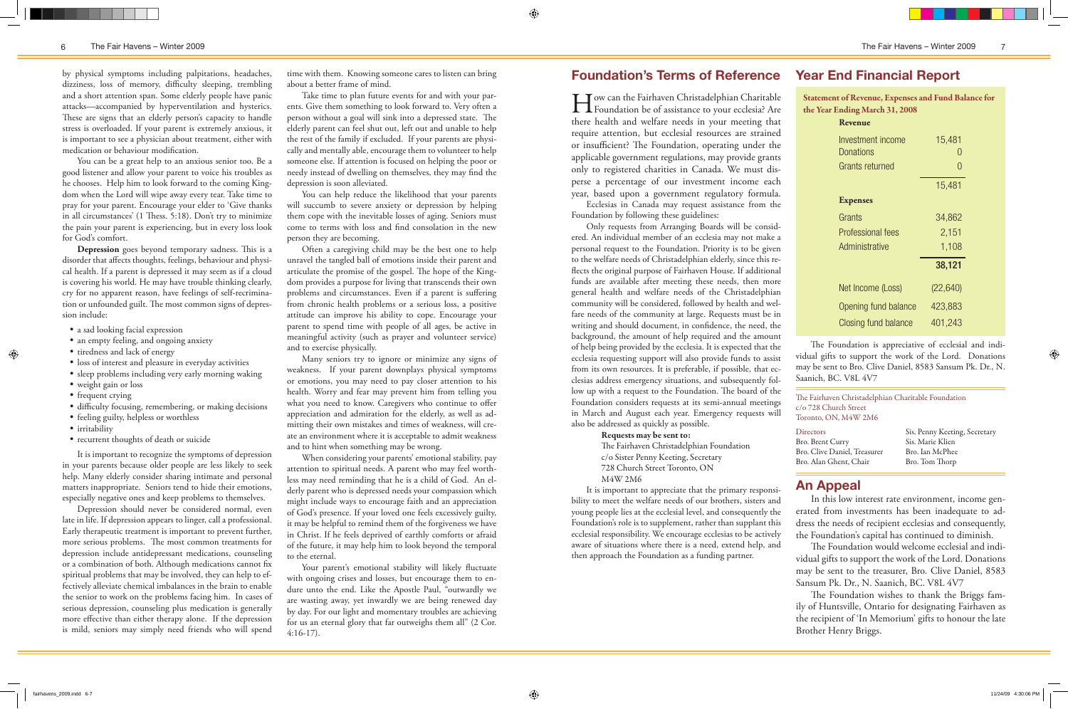by physical symptoms including palpitations, headaches, dizziness, loss of memory, difficulty sleeping, trembling and a short attention span. Some elderly people have panic attacks—accompanied by hyperventilation and hysterics. These are signs that an elderly person's capacity to handle stress is overloaded. If your parent is extremely anxious, it is important to see a physician about treatment, either with medication or behaviour modification.

You can be a great help to an anxious senior too. Be a good listener and allow your parent to voice his troubles as he chooses. Help him to look forward to the coming Kingdom when the Lord will wipe away every tear. Take time to pray for your parent. Encourage your elder to 'Give thanks in all circumstances' (1 Thess. 5:18). Don't try to minimize the pain your parent is experiencing, but in every loss look for God's comfort.

**Depression** goes beyond temporary sadness. This is a disorder that affects thoughts, feelings, behaviour and physical health. If a parent is depressed it may seem as if a cloud is covering his world. He may have trouble thinking clearly, cry for no apparent reason, have feelings of self-recrimination or unfounded guilt. The most common signs of depression include:

- a sad looking facial expression
- an empty feeling, and ongoing anxiety
- tiredness and lack of energy
- loss of interest and pleasure in everyday activities
- sleep problems including very early morning waking
- weight gain or loss
- frequent crying
- difficulty focusing, remembering, or making decisions
- feeling guilty, helpless or worthless
- irritability
- recurrent thoughts of death or suicide

It is important to recognize the symptoms of depression in your parents because older people are less likely to seek help. Many elderly consider sharing intimate and personal matters inappropriate. Seniors tend to hide their emotions, especially negative ones and keep problems to themselves.

Depression should never be considered normal, even late in life. If depression appears to linger, call a professional. Early therapeutic treatment is important to prevent further, more serious problems. The most common treatments for depression include antidepressant medications, counseling or a combination of both. Although medications cannot fix spiritual problems that may be involved, they can help to effectively alleviate chemical imbalances in the brain to enable the senior to work on the problems facing him. In cases of serious depression, counseling plus medication is generally more effective than either therapy alone. If the depression is mild, seniors may simply need friends who will spend time with them. Knowing someone cares to listen can bring about a better frame of mind.

Take time to plan future events for and with your parents. Give them something to look forward to. Very often a person without a goal will sink into a depressed state. The elderly parent can feel shut out, left out and unable to help the rest of the family if excluded. If your parents are physically and mentally able, encourage them to volunteer to help someone else. If attention is focused on helping the poor or needy instead of dwelling on themselves, they may find the depression is soon alleviated.

You can help reduce the likelihood that your parents will succumb to severe anxiety or depression by helping them cope with the inevitable losses of aging. Seniors must come to terms with loss and find consolation in the new person they are becoming.

Often a caregiving child may be the best one to help unravel the tangled ball of emotions inside their parent and articulate the promise of the gospel. The hope of the Kingdom provides a purpose for living that transcends their own problems and circumstances. Even if a parent is suffering from chronic health problems or a serious loss, a positive attitude can improve his ability to cope. Encourage your parent to spend time with people of all ages, be active in meaningful activity (such as prayer and volunteer service) and to exercise physically.

Many seniors try to ignore or minimize any signs of weakness. If your parent downplays physical symptoms or emotions, you may need to pay closer attention to his health. Worry and fear may prevent him from telling you what you need to know. Caregivers who continue to offer appreciation and admiration for the elderly, as well as admitting their own mistakes and times of weakness, will create an environment where it is acceptable to admit weakness and to hint when something may be wrong.

When considering your parents' emotional stability, pay attention to spiritual needs. A parent who may feel worthless may need reminding that he is a child of God. An elderly parent who is depressed needs your compassion which might include ways to encourage faith and an appreciation of God's presence. If your loved one feels excessively guilty, it may be helpful to remind them of the forgiveness we have in Christ. If he feels deprived of earthly comforts or afraid of the future, it may help him to look beyond the temporal to the eternal.

Your parent's emotional stability will likely fluctuate with ongoing crises and losses, but encourage them to endure unto the end. Like the Apostle Paul, "outwardly we are wasting away, yet inwardly we are being renewed day by day. For our light and momentary troubles are achieving for us an eternal glory that far outweighs them all" (2 Cor. 4:16-17).

## Foundation's Terms of Reference

How can the Fairhaven Christadelphian Charitable Foundation be of assistance to your ecclesia? Are there health and welfare needs in your meeting that require attention, but ecclesial resources are strained or insufficient? The Foundation, operating under the applicable government regulations, may provide grants only to registered charities in Canada. We must disperse a percentage of our investment income each year, based upon a government regulatory formula.

Ecclesias in Canada may request assistance from the Foundation by following these guidelines:

Only requests from Arranging Boards will be considered. An individual member of an ecclesia may not make a personal request to the Foundation. Priority is to be given to the welfare needs of Christadelphian elderly, since this reflects the original purpose of Fairhaven House. If additional funds are available after meeting these needs, then more general health and welfare needs of the Christadelphian community will be considered, followed by health and welfare needs of the community at large. Requests must be in writing and should document, in confidence, the need, the background, the amount of help required and the amount of help being provided by the ecclesia. It is expected that the ecclesia requesting support will also provide funds to assist from its own resources. It is preferable, if possible, that ecclesias address emergency situations, and subsequently follow up with a request to the Foundation. The board of the Foundation considers requests at its semi-annual meetings in March and August each year. Emergency requests will also be addressed as quickly as possible.

**Requests may be sent to:**
The Fairhaven Christadelphian Foundation
c/o Sister Penny Keeting, Secretary
728 Church Street Toronto, ON
M4W 2M6

It is important to appreciate that the primary responsibility to meet the welfare needs of our brothers, sisters and young people lies at the ecclesial level, and consequently the Foundation's role is to supplement, rather than supplant this ecclesial responsibility. We encourage ecclesias to be actively aware of situations where there is a need, extend help, and then approach the Foundation as a funding partner.

## Year End Financial Report

**Statement of Revenue, Expenses and Fund Balance for the Year Ending March 31, 2008**

| | |
|---|---|
| **Revenue** | |
| Investment income | 15,481 |
| Donations | 0 |
| Grants returned | 0 |
| | 15,481 |
| **Expenses** | |
| Grants | 34,862 |
| Professional fees | 2,151 |
| Administrative | 1,108 |
| | **38,121** |
| Net Income (Loss) | (22,640) |
| Opening fund balance | 423,883 |
| Closing fund balance | 401,243 |

The Foundation is appreciative of ecclesial and individual gifts to support the work of the Lord. Donations may be sent to Bro. Clive Daniel, 8583 Sansum Pk. Dr., N. Saanich, BC. V8L 4V7

The Fairhaven Christadelphian Charitable Foundation
c/o 728 Church Street
Toronto, ON, M4W 2M6

Directors
Bro. Brent Curry
Bro. Clive Daniel, Treasurer
Bro. Alan Ghent, Chair
Sis. Penny Keeting, Secretary
Sis. Marie Klien
Bro. Ian McPhee
Bro. Tom Thorp

## An Appeal

In this low interest rate environment, income generated from investments has been inadequate to address the needs of recipient ecclesias and consequently, the Foundation's capital has continued to diminish.

The Foundation would welcome ecclesial and individual gifts to support the work of the Lord. Donations may be sent to the treasurer, Bro. Clive Daniel, 8583 Sansum Pk. Dr., N. Saanich, BC. V8L 4V7

The Foundation wishes to thank the Briggs family of Huntsville, Ontario for designating Fairhaven as the recipient of 'In Memorium' gifts to honour the late Brother Henry Briggs.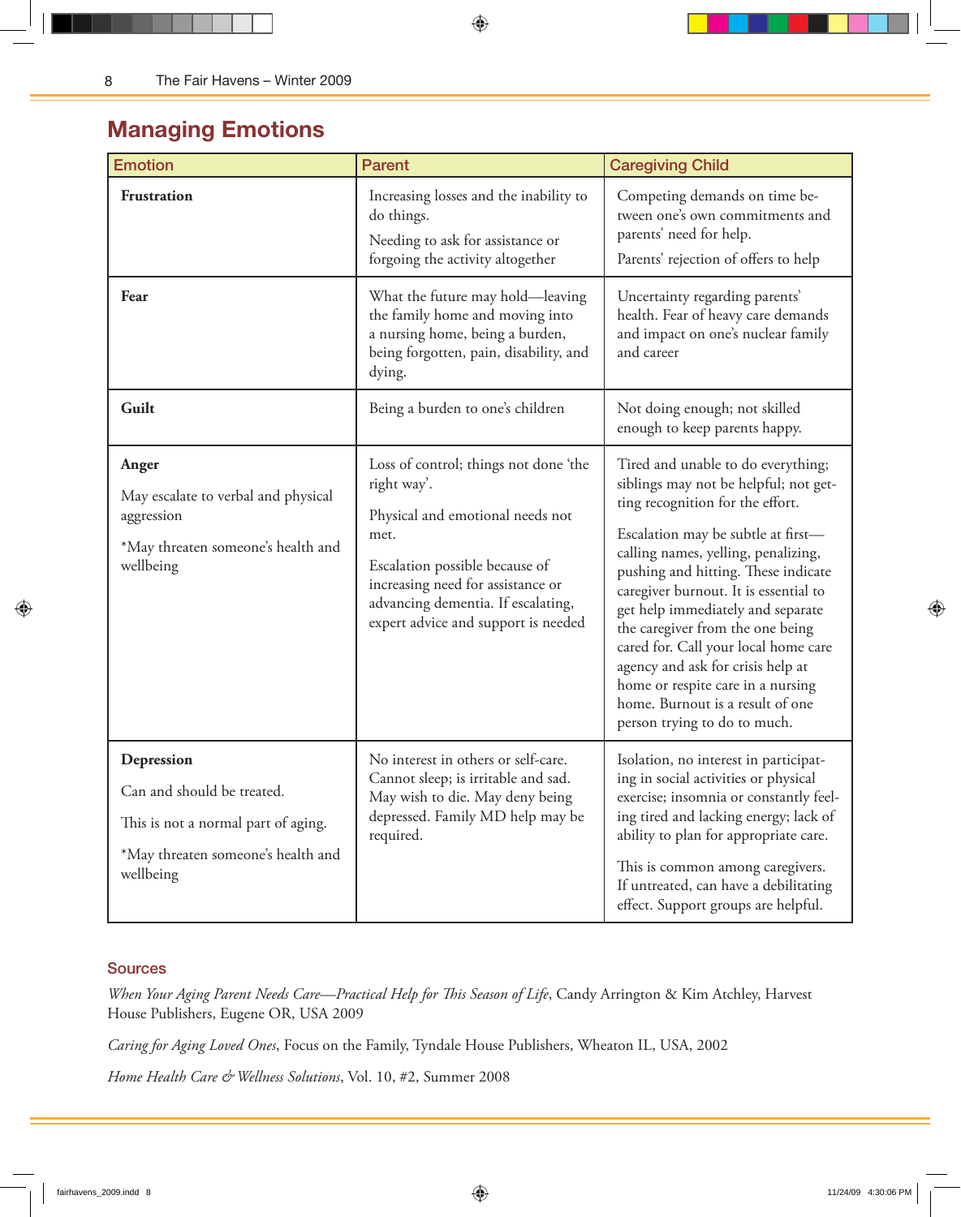## Managing Emotions

| Emotion | Parent | Caregiving Child |
|---|---|---|
| **Frustration** | Increasing losses and the inability to do things. Needing to ask for assistance or forgoing the activity altogether | Competing demands on time between one's own commitments and parents' need for help. Parents' rejection of offers to help |
| **Fear** | What the future may hold—leaving the family home and moving into a nursing home, being a burden, being forgotten, pain, disability, and dying. | Uncertainty regarding parents' health. Fear of heavy care demands and impact on one's nuclear family and career |
| **Guilt** | Being a burden to one's children | Not doing enough; not skilled enough to keep parents happy. |
| **Anger** May escalate to verbal and physical aggression *May threaten someone's health and wellbeing | Loss of control; things not done 'the right way'. Physical and emotional needs not met. Escalation possible because of increasing need for assistance or advancing dementia. If escalating, expert advice and support is needed | Tired and unable to do everything; siblings may not be helpful; not getting recognition for the effort. Escalation may be subtle at first—calling names, yelling, penalizing, pushing and hitting. These indicate caregiver burnout. It is essential to get help immediately and separate the caregiver from the one being cared for. Call your local home care agency and ask for crisis help at home or respite care in a nursing home. Burnout is a result of one person trying to do to much. |
| **Depression** Can and should be treated. This is not a normal part of aging. *May threaten someone's health and wellbeing | No interest in others or self-care. Cannot sleep; is irritable and sad. May wish to die. May deny being depressed. Family MD help may be required. | Isolation, no interest in participating in social activities or physical exercise; insomnia or constantly feeling tired and lacking energy; lack of ability to plan for appropriate care. This is common among caregivers. If untreated, can have a debilitating effect. Support groups are helpful. |

### Sources

*When Your Aging Parent Needs Care—Practical Help for This Season of Life*, Candy Arrington & Kim Atchley, Harvest House Publishers, Eugene OR, USA 2009

*Caring for Aging Loved Ones*, Focus on the Family, Tyndale House Publishers, Wheaton IL, USA, 2002

*Home Health Care & Wellness Solutions*, Vol. 10, #2, Summer 2008